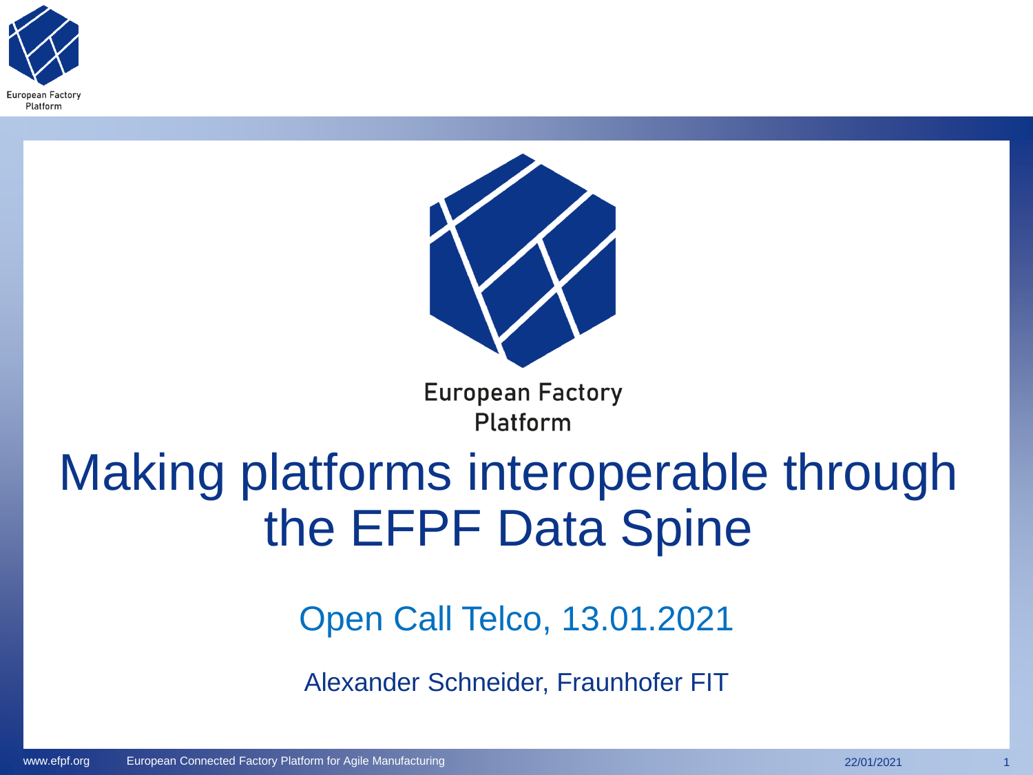European Factory Platform

# Making platforms interoperable through the EFPF Data Spine

## Open Call Telco, 13.01.2021

Alexander Schneider, Fraunhofer FIT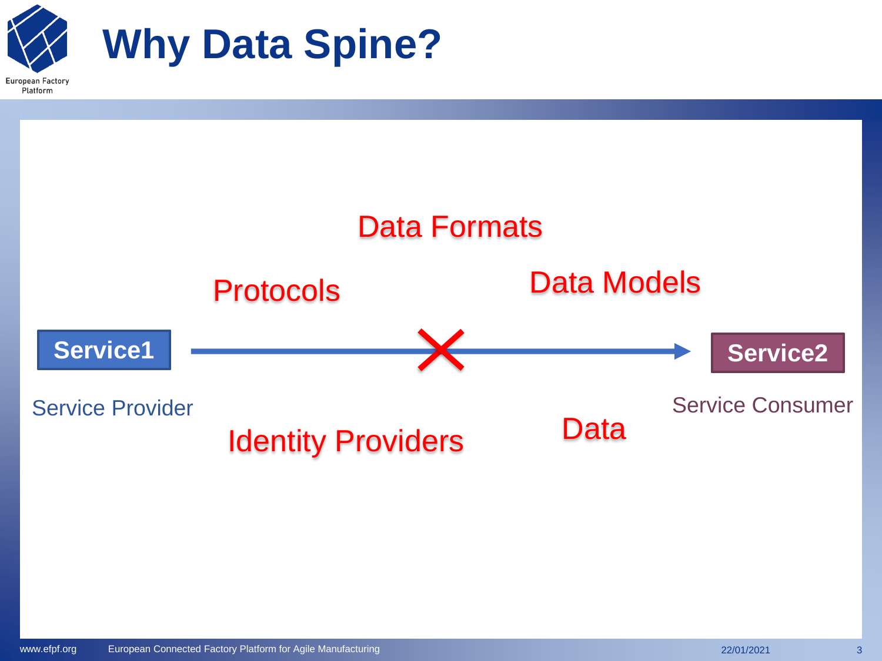# Why Data Spine?

Data Formats

Protocols

Data Models

**Service1** → ✗ → **Service2**

Service Provider

Service Consumer

Identity Providers

Data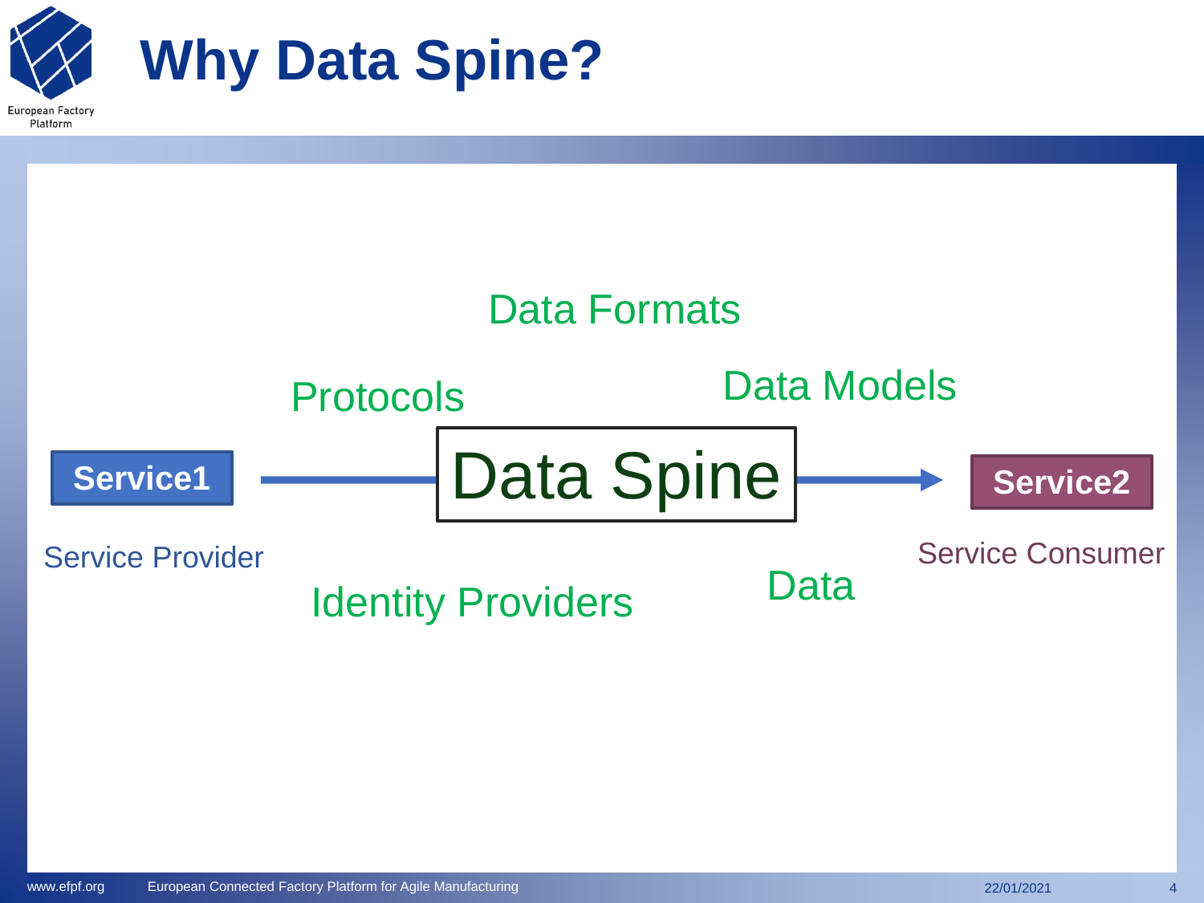# Why Data Spine?

Data Formats

Protocols

Data Models

Service1 → Data Spine → Service2

Service Provider

Service Consumer

Identity Providers

Data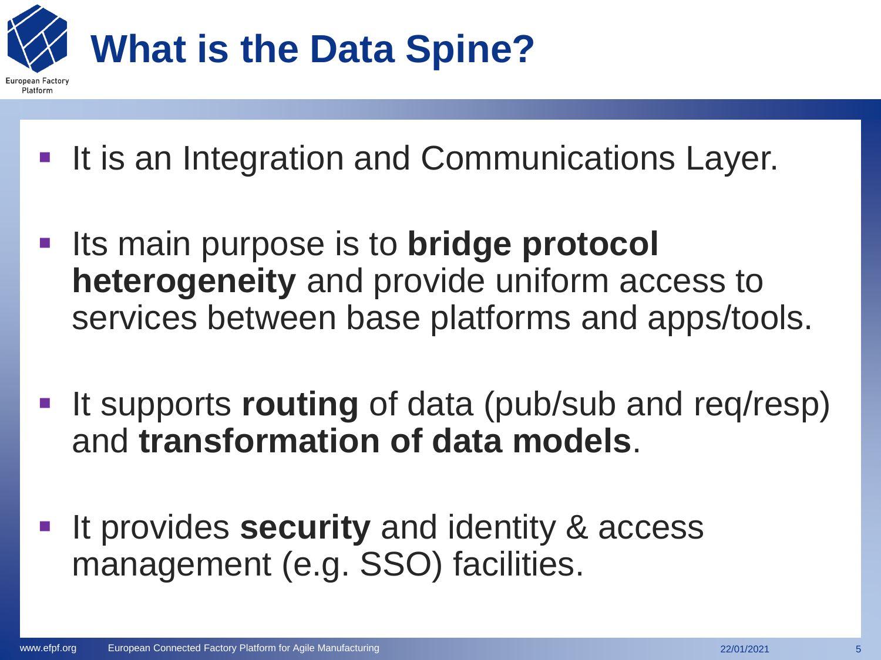# What is the Data Spine?

- It is an Integration and Communications Layer.
- Its main purpose is to **bridge protocol heterogeneity** and provide uniform access to services between base platforms and apps/tools.
- It supports **routing** of data (pub/sub and req/resp) and **transformation of data models**.
- It provides **security** and identity & access management (e.g. SSO) facilities.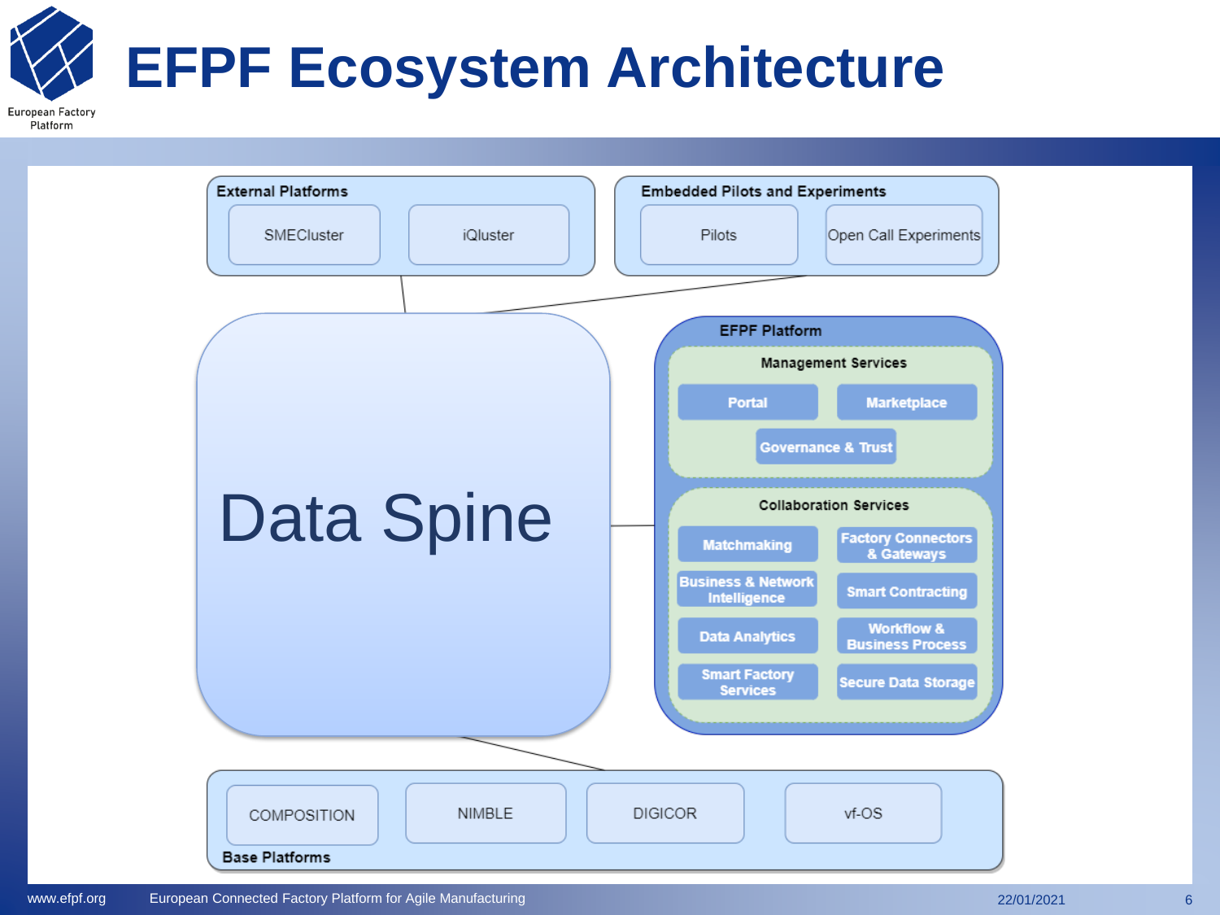# EFPF Ecosystem Architecture

**External Platforms**
- SMECluster
- iQluster

**Embedded Pilots and Experiments**
- Pilots
- Open Call Experiments

**Data Spine**

**EFPF Platform**

**Management Services**
- Portal
- Marketplace
- Governance & Trust

**Collaboration Services**
- Matchmaking
- Factory Connectors & Gateways
- Business & Network Intelligence
- Smart Contracting
- Data Analytics
- Workflow & Business Process
- Smart Factory Services
- Secure Data Storage

**Base Platforms**
- COMPOSITION
- NIMBLE
- DIGICOR
- vf-OS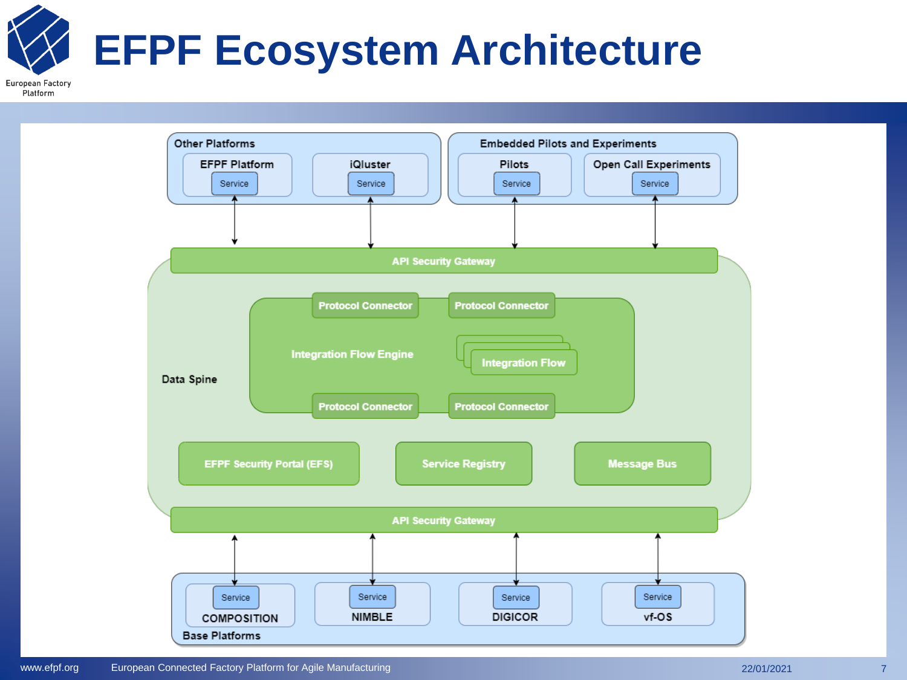# EFPF Ecosystem Architecture

**Other Platforms**
- EFPF Platform — Service
- iQluster — Service

**Embedded Pilots and Experiments**
- Pilots — Service
- Open Call Experiments — Service

**Data Spine**
- API Security Gateway
- Integration Flow Engine
  - Protocol Connector
  - Protocol Connector
  - Integration Flow
  - Protocol Connector
  - Protocol Connector
- EFPF Security Portal (EFS)
- Service Registry
- Message Bus
- API Security Gateway

**Base Platforms**
- COMPOSITION — Service
- NIMBLE — Service
- DIGICOR — Service
- vf-OS — Service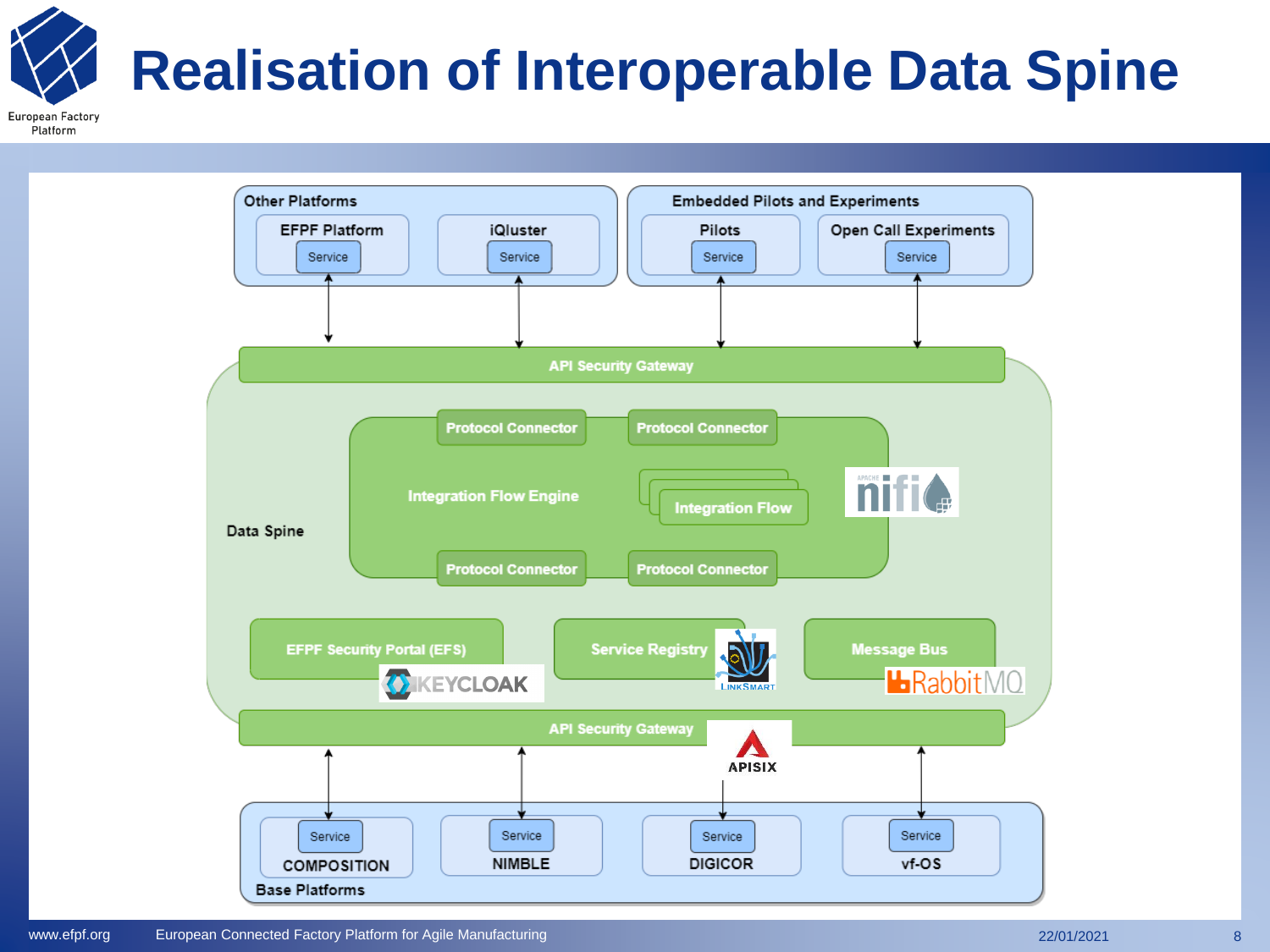# Realisation of Interoperable Data Spine

Other Platforms

EFPF Platform — Service

iQluster — Service

Embedded Pilots and Experiments

Pilots — Service

Open Call Experiments — Service

API Security Gateway

Data Spine

Protocol Connector

Protocol Connector

Integration Flow Engine

Integration Flow

Protocol Connector

Protocol Connector

EFPF Security Portal (EFS)

Service Registry

Message Bus

API Security Gateway

Service — COMPOSITION

Service — NIMBLE

Service — DIGICOR

Service — vf-OS

Base Platforms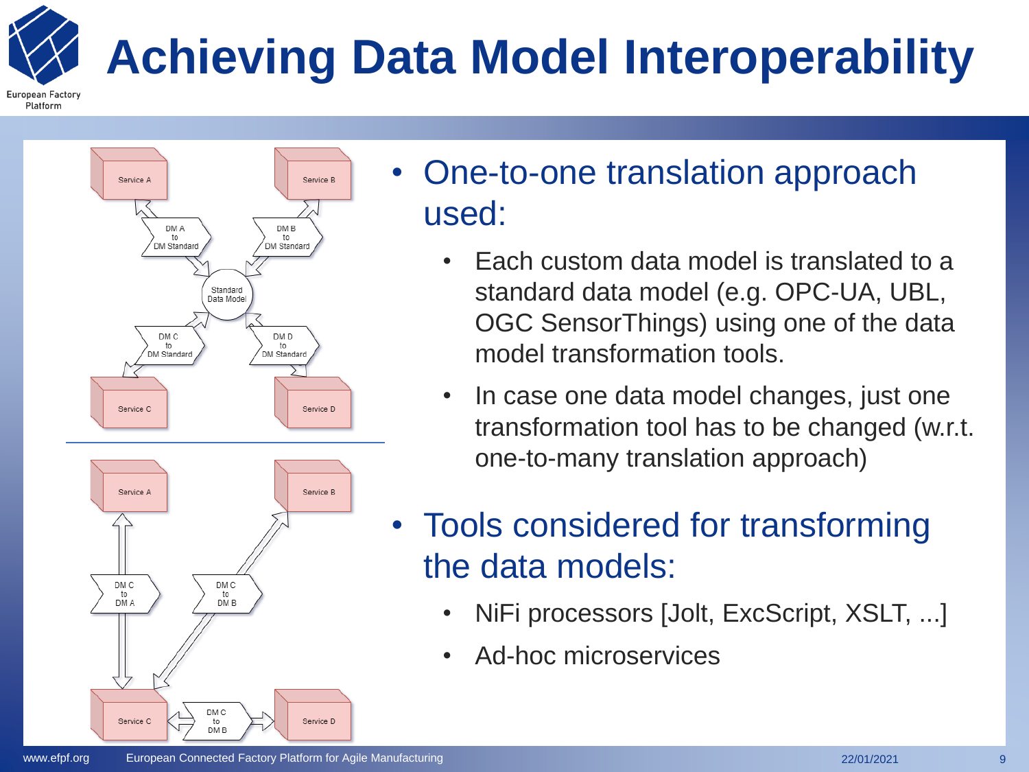# Achieving Data Model Interoperability

- One-to-one translation approach used:
  - Each custom data model is translated to a standard data model (e.g. OPC-UA, UBL, OGC SensorThings) using one of the data model transformation tools.
  - In case one data model changes, just one transformation tool has to be changed (w.r.t. one-to-many translation approach)
- Tools considered for transforming the data models:
  - NiFi processors [Jolt, ExcScript, XSLT, ...]
  - Ad-hoc microservices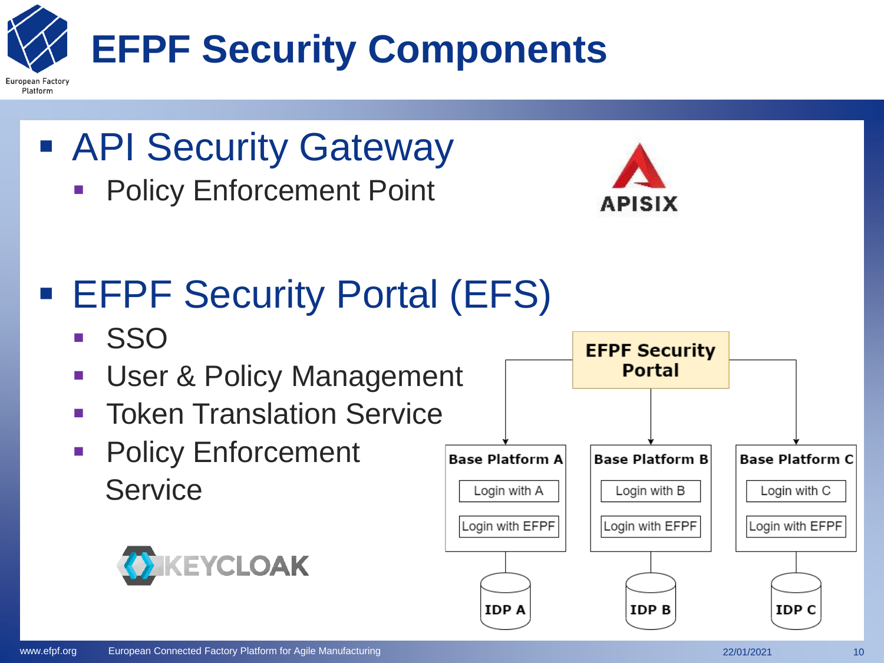# EFPF Security Components

- API Security Gateway
  - Policy Enforcement Point

APISIX

- EFPF Security Portal (EFS)
  - SSO
  - User & Policy Management
  - Token Translation Service
  - Policy Enforcement Service

KEYCLOAK

EFPF Security Portal

| Base Platform A | Base Platform B | Base Platform C |
| --- | --- | --- |
| Login with A | Login with B | Login with C |
| Login with EFPF | Login with EFPF | Login with EFPF |
| IDP A | IDP B | IDP C |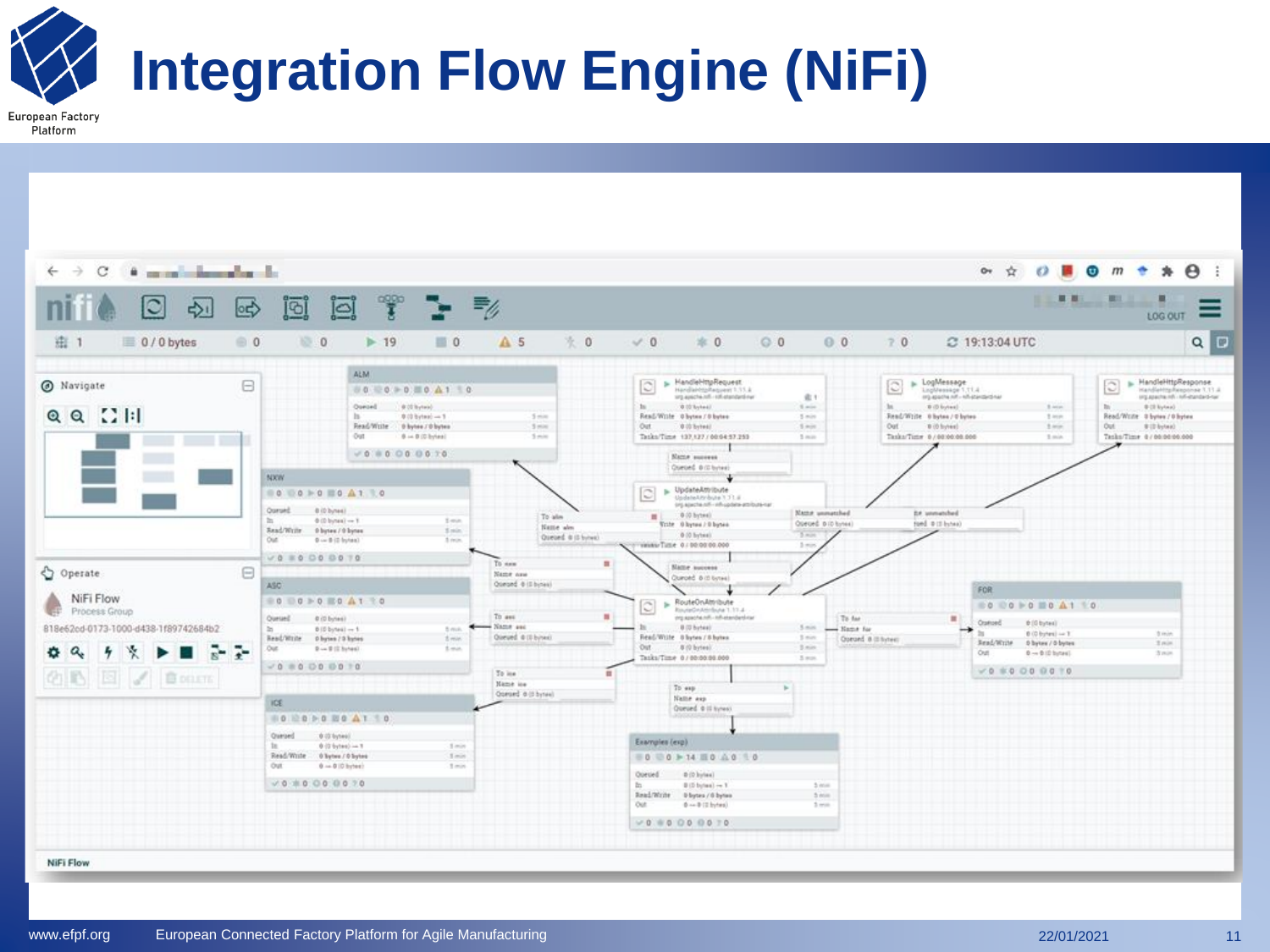# Integration Flow Engine (NiFi)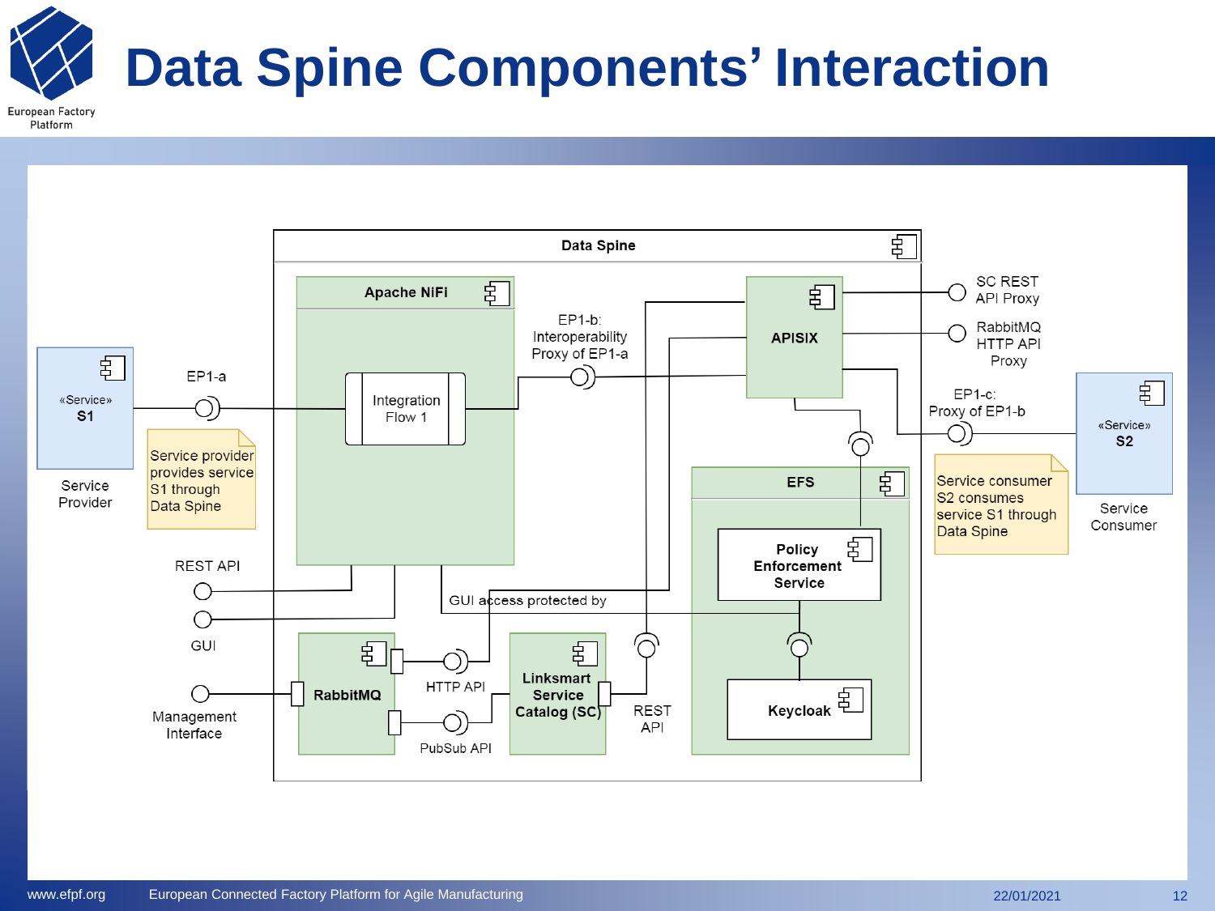# Data Spine Components' Interaction

Data Spine

Apache NiFi

Integration Flow 1

EP1-a

EP1-b: Interoperability Proxy of EP1-a

APISIX

SC REST API Proxy

RabbitMQ HTTP API Proxy

EP1-c: Proxy of EP1-b

«Service» **S1**

Service Provider

Service provider provides service S1 through Data Spine

«Service» **S2**

Service Consumer

Service consumer S2 consumes service S1 through Data Spine

EFS

Policy Enforcement Service

Keycloak

REST API

GUI

GUI access protected by

Management Interface

RabbitMQ

HTTP API

PubSub API

Linksmart Service Catalog (SC)

REST API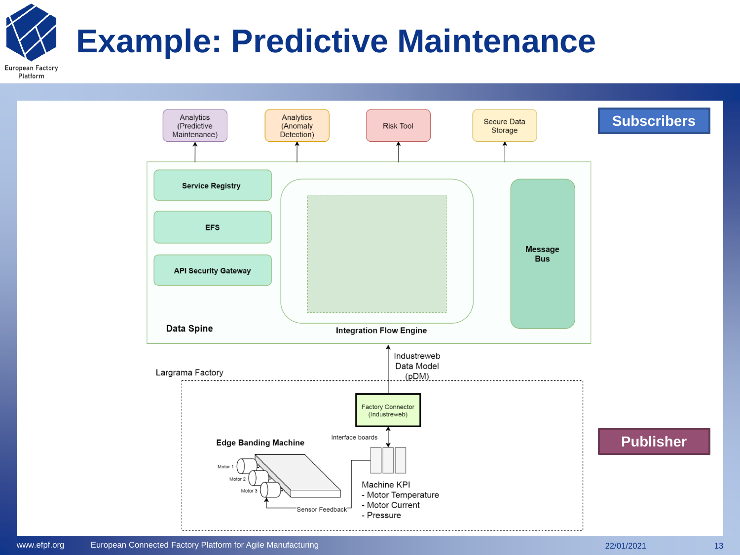# Example: Predictive Maintenance

**Subscribers**

- Analytics (Predictive Maintenance)
- Analytics (Anomaly Detection)
- Risk Tool
- Secure Data Storage

**Data Spine**

- Service Registry
- EFS
- API Security Gateway
- Integration Flow Engine
- Message Bus

Industreweb Data Model (pDM)

Largrama Factory

- Factory Connector (Industreweb)
- Interface boards
- Edge Banding Machine
  - Motor 1
  - Motor 2
  - Motor 3
  - Sensor Feedback

Machine KPI
- Motor Temperature
- Motor Current
- Pressure

**Publisher**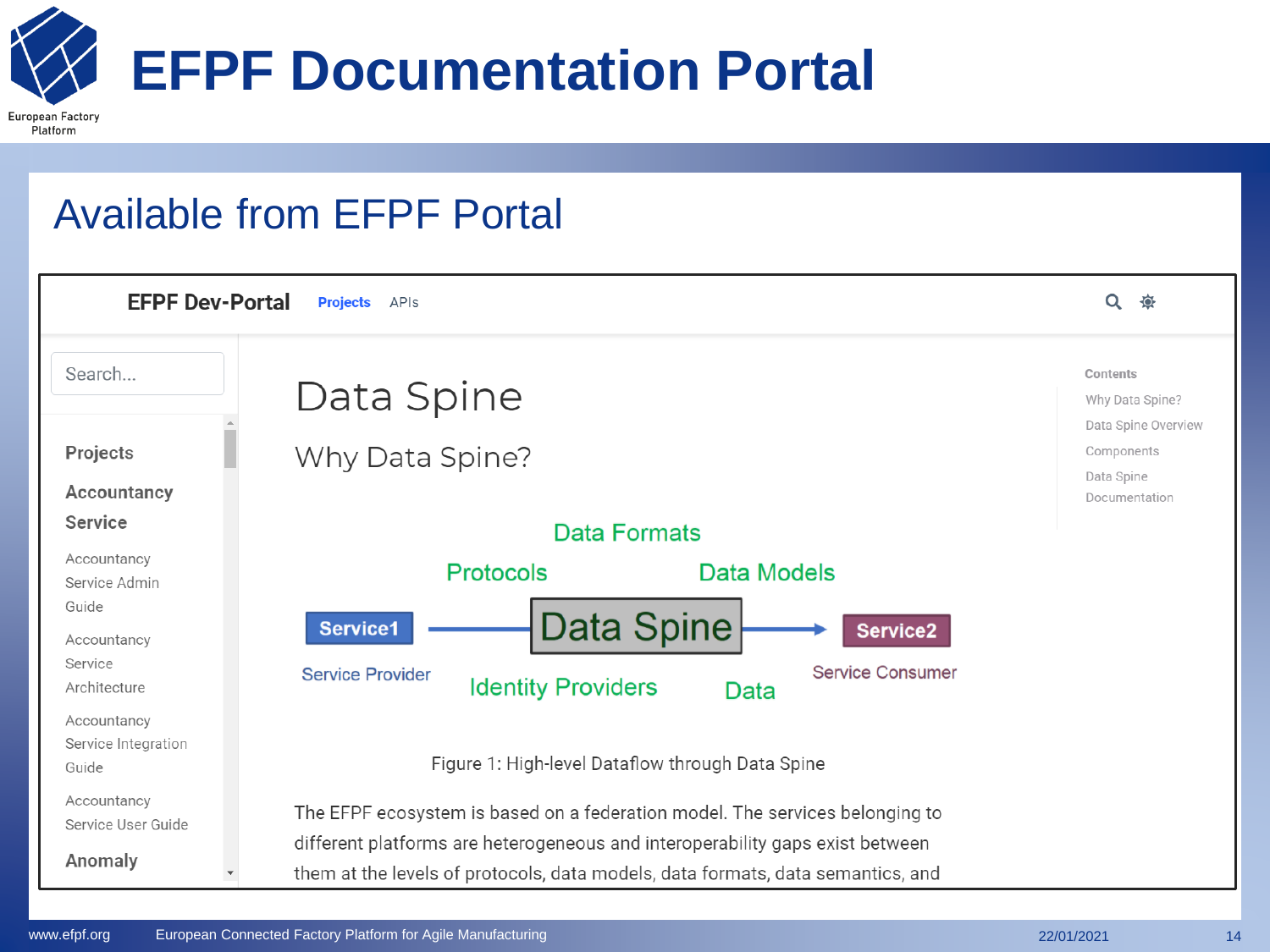# EFPF Documentation Portal

## Available from EFPF Portal

EFPF Dev-Portal   Projects   APIs

Search...

**Projects**

**Accountancy Service**

Accountancy Service Admin Guide

Accountancy Service Architecture

Accountancy Service Integration Guide

Accountancy Service User Guide

**Anomaly**

# Data Spine

## Why Data Spine?

Data Formats

Protocols   Data Models

Service1 → Data Spine → Service2

Service Provider   Identity Providers   Data   Service Consumer

Figure 1: High-level Dataflow through Data Spine

The EFPF ecosystem is based on a federation model. The services belonging to different platforms are heterogeneous and interoperability gaps exist between them at the levels of protocols, data models, data formats, data semantics, and

**Contents**

- Why Data Spine?
- Data Spine Overview
- Components
- Data Spine Documentation

www.efpf.org   European Connected Factory Platform for Agile Manufacturing   22/01/2021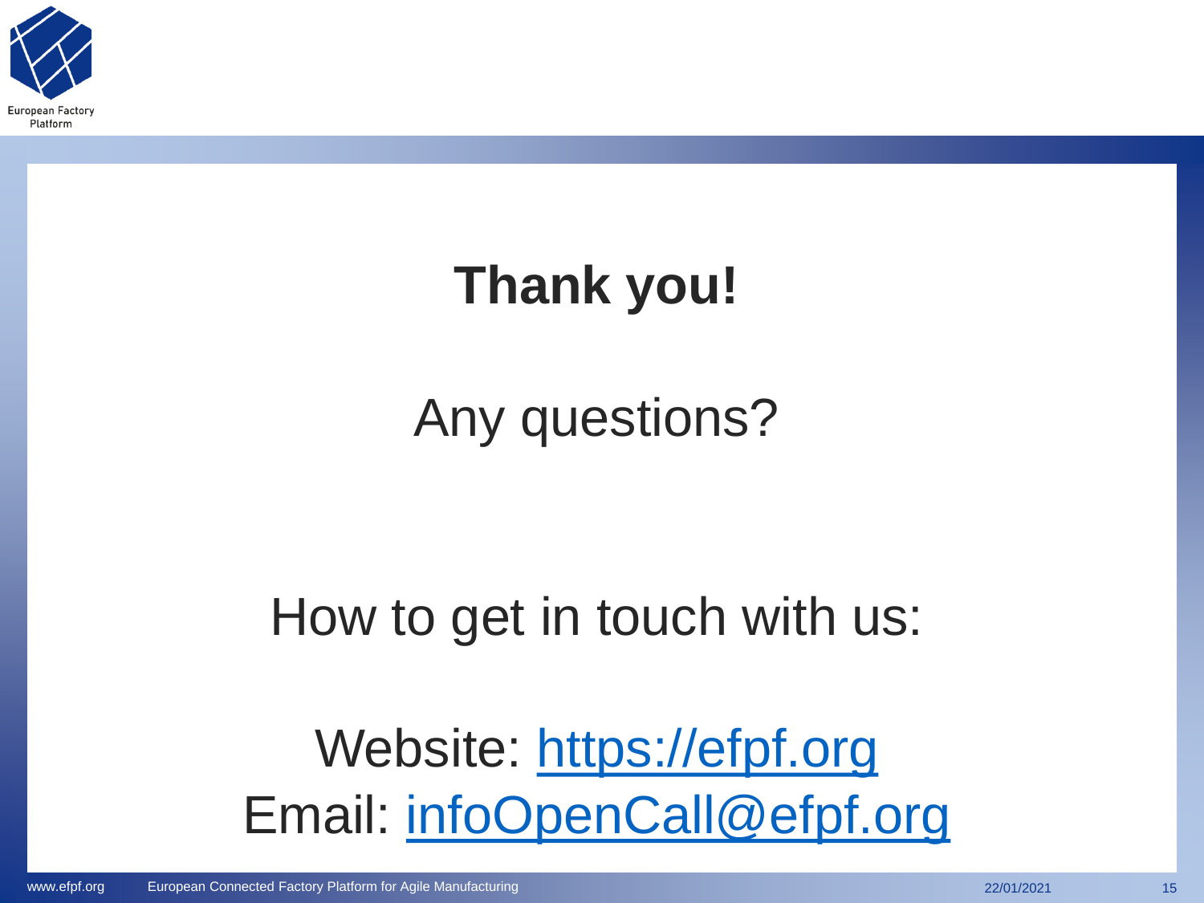# Thank you!

Any questions?

How to get in touch with us:

Website: https://efpf.org
Email: infoOpenCall@efpf.org